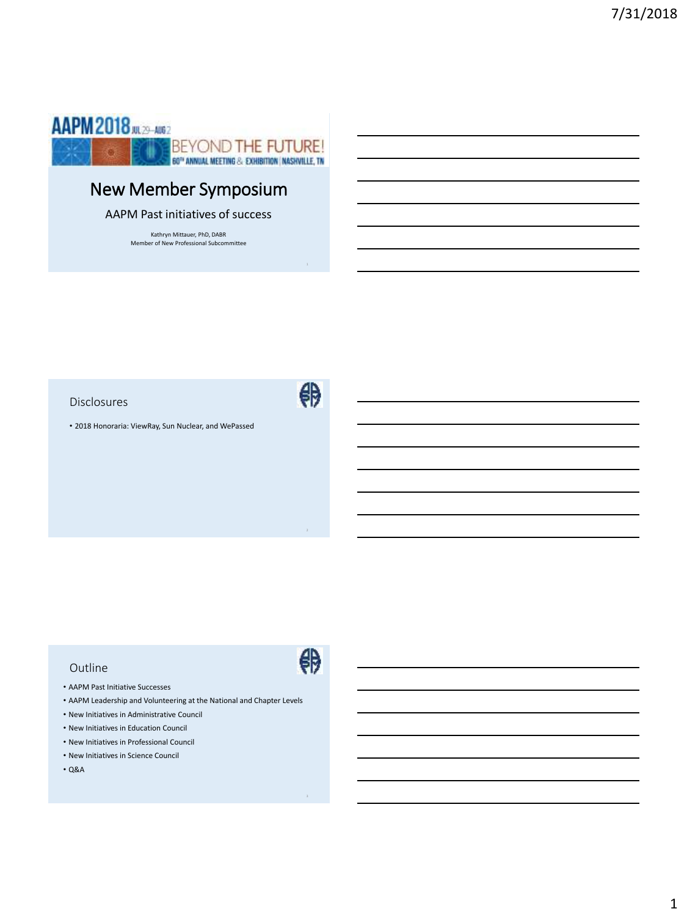AAPM 2018 JUL 29–AUG 2

BEYOND THE FUTURE!

60TH ANNUAL MEETING & EXHIBITION | NASHVILLE, TN

# New Member Symposium

AAPM Past initiatives of success

Kathryn Mittauer, PhD, DABR
Member of New Professional Subcommittee

## Disclosures

- 2018 Honoraria: ViewRay, Sun Nuclear, and WePassed

## Outline

- AAPM Past Initiative Successes
- AAPM Leadership and Volunteering at the National and Chapter Levels
- New Initiatives in Administrative Council
- New Initiatives in Education Council
- New Initiatives in Professional Council
- New Initiatives in Science Council
- Q&A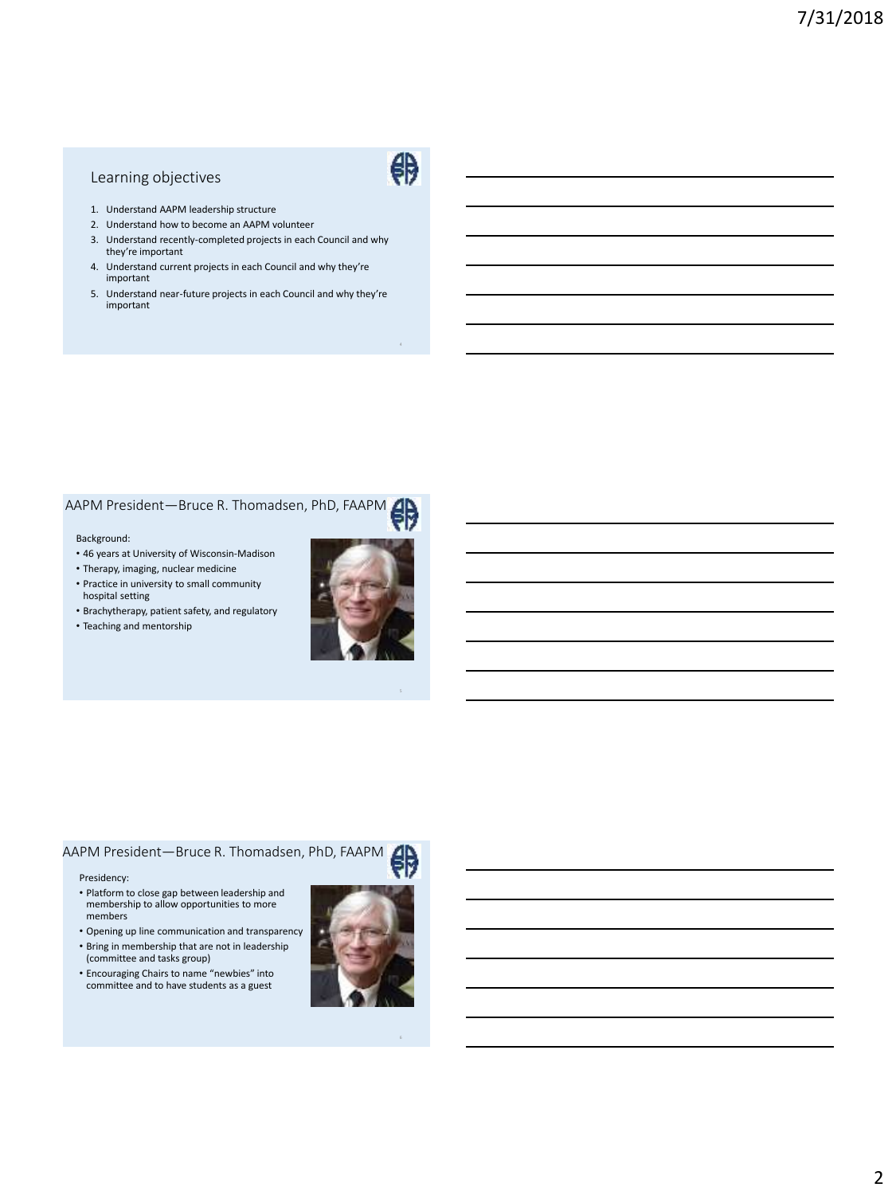## Learning objectives

1. Understand AAPM leadership structure
2. Understand how to become an AAPM volunteer
3. Understand recently-completed projects in each Council and why they're important
4. Understand current projects in each Council and why they're important
5. Understand near-future projects in each Council and why they're important

## AAPM President—Bruce R. Thomadsen, PhD, FAAPM

Background:

- 46 years at University of Wisconsin-Madison
- Therapy, imaging, nuclear medicine
- Practice in university to small community hospital setting
- Brachytherapy, patient safety, and regulatory
- Teaching and mentorship

## AAPM President—Bruce R. Thomadsen, PhD, FAAPM

Presidency:

- Platform to close gap between leadership and membership to allow opportunities to more members
- Opening up line communication and transparency
- Bring in membership that are not in leadership (committee and tasks group)
- Encouraging Chairs to name "newbies" into committee and to have students as a guest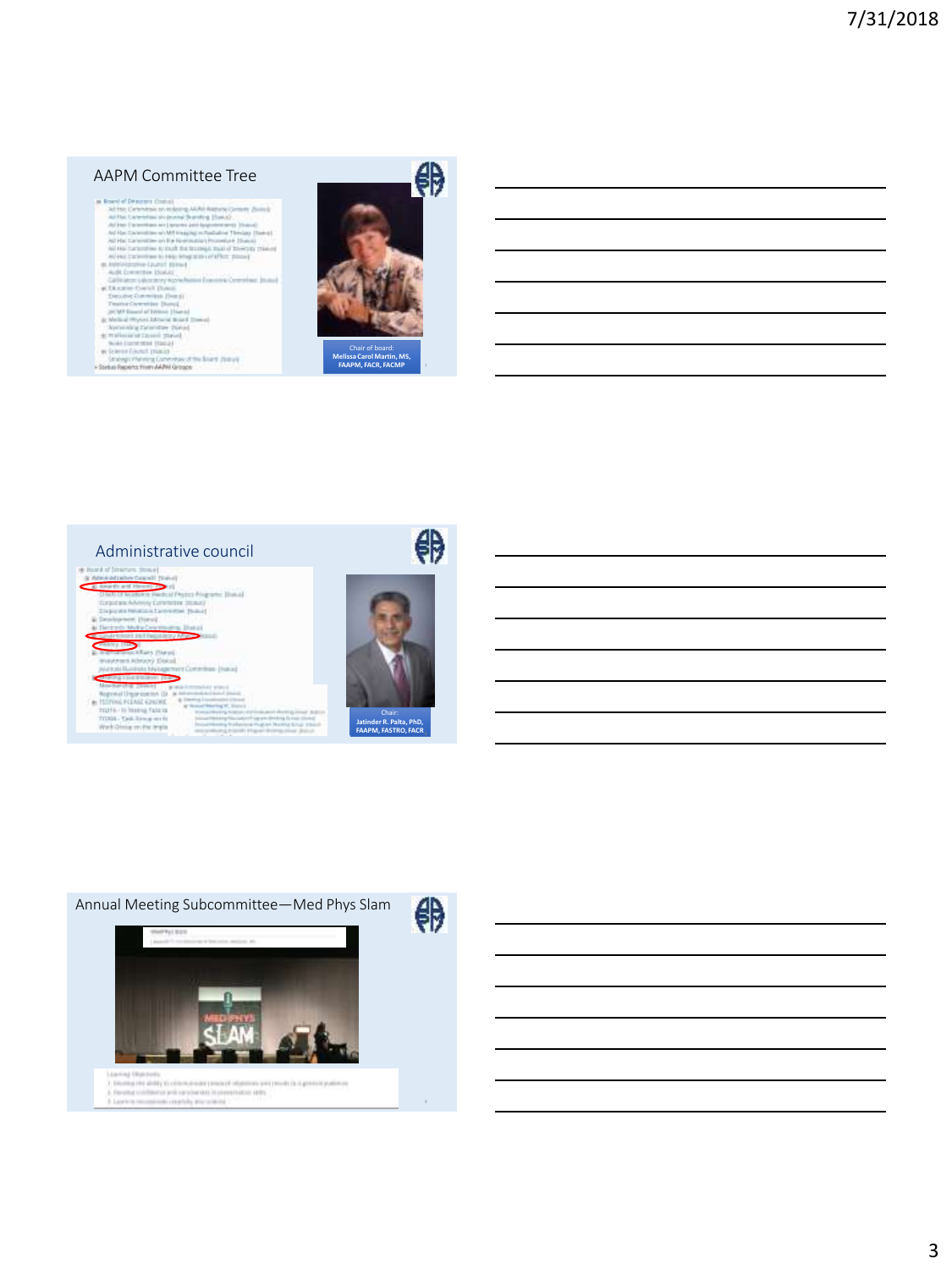## AAPM Committee Tree

Chair of board:
Melissa Carol Martin, MS, FAAPM, FACR, FACMP

## Administrative council

Chair:
Jatinder R. Palta, PhD, FAAPM, FASTRO, FACR

## Annual Meeting Subcommittee—Med Phys Slam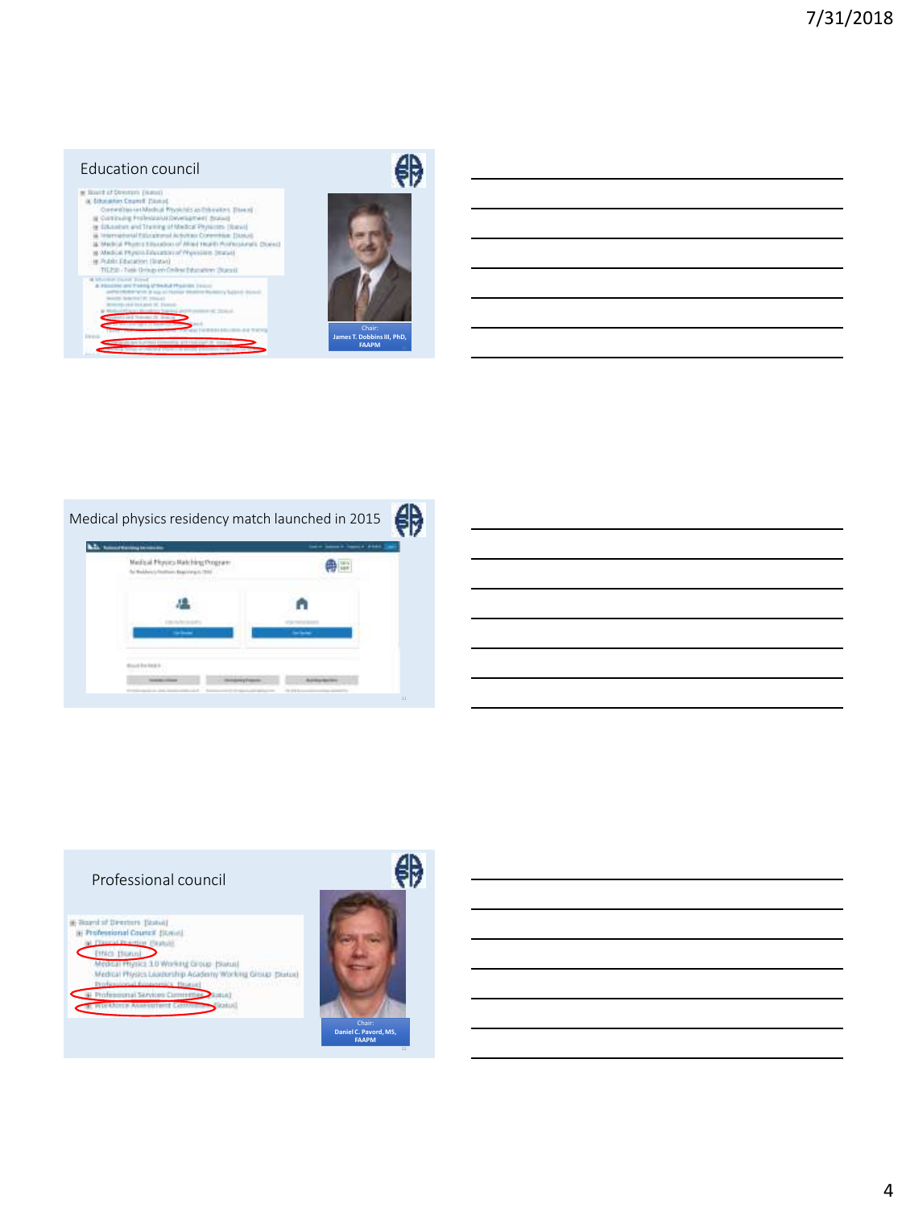## Education council

- Board of Directors [Status]
  - Education Council [Status]
    - Committee on Medical Physicists as Educators [Status]
    - Continuing Professional Development [Status]
    - Education and Training of Medical Physicists [Status]
    - International Educational Activities Committee [Status]
    - Medical Physics Education of Allied Health Professionals [Status]
    - Medical Physics Education of Physicians [Status]
    - Public Education [Status]
    - TG250 - Task Group on Online Education [Status]

Chair: James T. Dobbins III, PhD, FAAPM

## Medical physics residency match launched in 2015

Medical Physics Matching Program

## Professional council

- Board of Directors [Status]
  - Professional Council [Status]
    - Clinical Practice [Status]
    - Ethics [Status]
    - Medical Physics 3.0 Working Group [Status]
    - Medical Physics Leadership Academy Working Group [Status]
    - Professional Economics [Status]
    - Professional Services Committee [Status]
    - Workforce Assessment Committee [Status]

Chair: Daniel C. Pavord, MS, FAAPM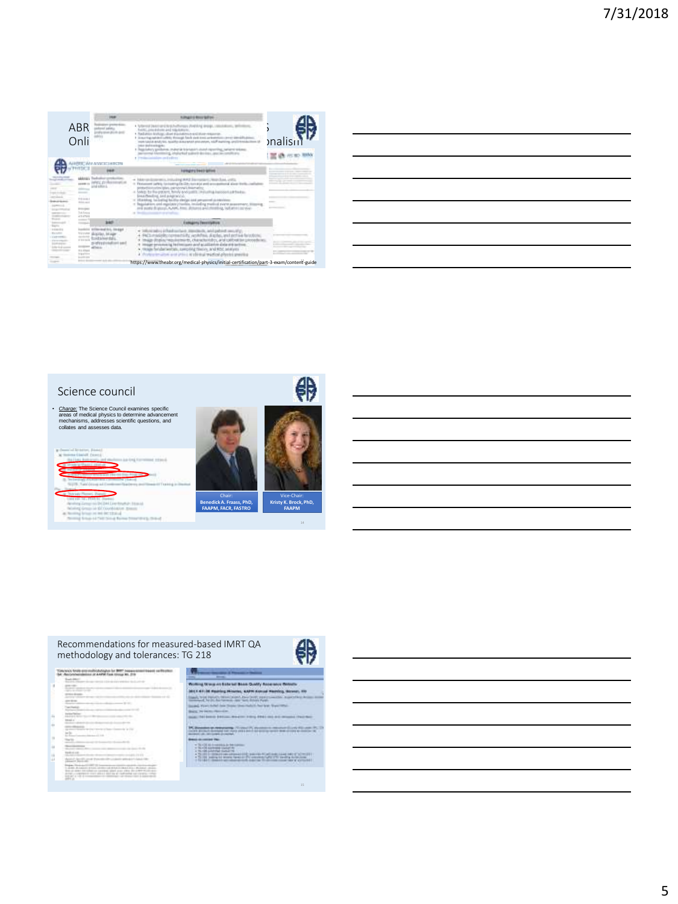## ABR Online ... Professionalism

https://www.theabr.org/medical-physics/initial-certification/part-3-exam/content-guide

## Science council

- *Charge:* The Science Council examines specific areas of medical physics to determine advancement mechanisms, addresses scientific questions, and collates and assesses data.

Chair: Benedick A. Fraass, PhD, FAAPM, FACR, FASTRO

Vice-Chair: Kristy K. Brock, PhD, FAAPM

## Recommendations for measured-based IMRT QA methodology and tolerances: TG 218